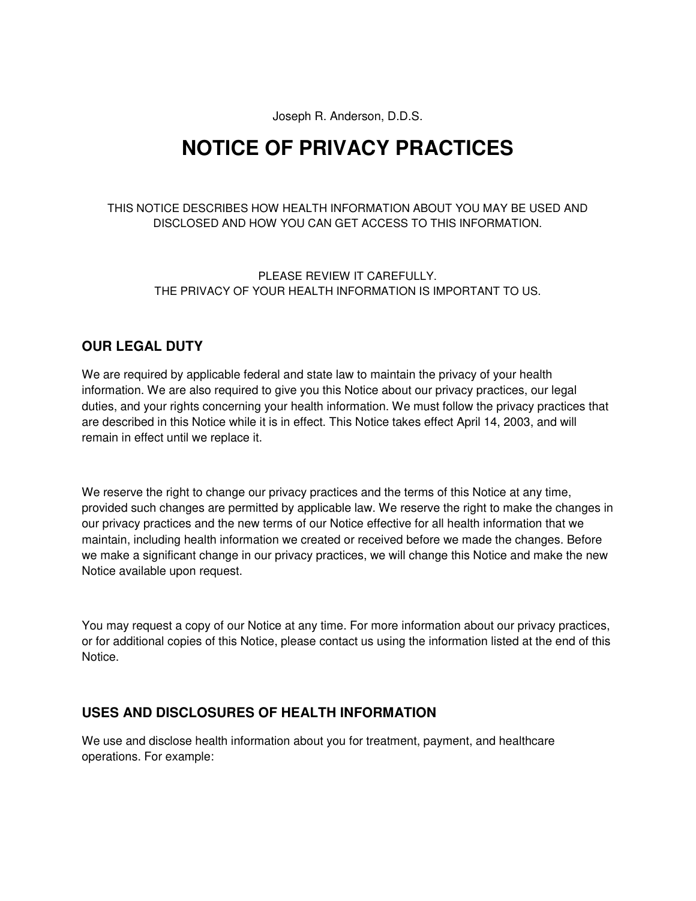Joseph R. Anderson, D.D.S.

# NOTICE OF PRIVACY PRACTICES

THIS NOTICE DESCRIBES HOW HEALTH INFORMATION ABOUT YOU MAY BE USED AND DISCLOSED AND HOW YOU CAN GET ACCESS TO THIS INFORMATION.

PLEASE REVIEW IT CAREFULLY.
THE PRIVACY OF YOUR HEALTH INFORMATION IS IMPORTANT TO US.

## OUR LEGAL DUTY

We are required by applicable federal and state law to maintain the privacy of your health information. We are also required to give you this Notice about our privacy practices, our legal duties, and your rights concerning your health information. We must follow the privacy practices that are described in this Notice while it is in effect. This Notice takes effect April 14, 2003, and will remain in effect until we replace it.

We reserve the right to change our privacy practices and the terms of this Notice at any time, provided such changes are permitted by applicable law. We reserve the right to make the changes in our privacy practices and the new terms of our Notice effective for all health information that we maintain, including health information we created or received before we made the changes. Before we make a significant change in our privacy practices, we will change this Notice and make the new Notice available upon request.

You may request a copy of our Notice at any time. For more information about our privacy practices, or for additional copies of this Notice, please contact us using the information listed at the end of this Notice.

## USES AND DISCLOSURES OF HEALTH INFORMATION

We use and disclose health information about you for treatment, payment, and healthcare operations. For example: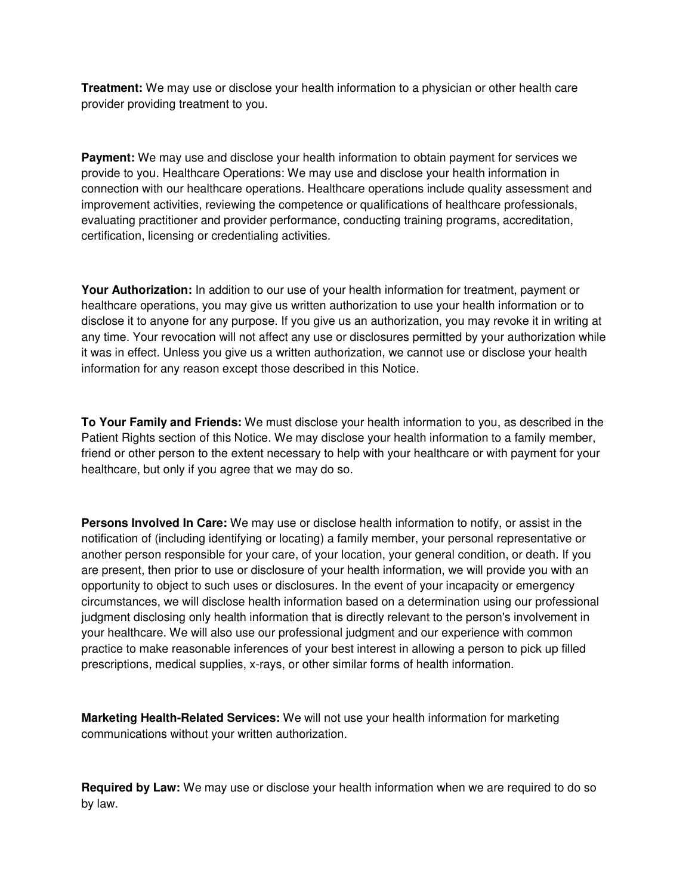**Treatment:** We may use or disclose your health information to a physician or other health care provider providing treatment to you.

**Payment:** We may use and disclose your health information to obtain payment for services we provide to you. Healthcare Operations: We may use and disclose your health information in connection with our healthcare operations. Healthcare operations include quality assessment and improvement activities, reviewing the competence or qualifications of healthcare professionals, evaluating practitioner and provider performance, conducting training programs, accreditation, certification, licensing or credentialing activities.

**Your Authorization:** In addition to our use of your health information for treatment, payment or healthcare operations, you may give us written authorization to use your health information or to disclose it to anyone for any purpose. If you give us an authorization, you may revoke it in writing at any time. Your revocation will not affect any use or disclosures permitted by your authorization while it was in effect. Unless you give us a written authorization, we cannot use or disclose your health information for any reason except those described in this Notice.

**To Your Family and Friends:** We must disclose your health information to you, as described in the Patient Rights section of this Notice. We may disclose your health information to a family member, friend or other person to the extent necessary to help with your healthcare or with payment for your healthcare, but only if you agree that we may do so.

**Persons Involved In Care:** We may use or disclose health information to notify, or assist in the notification of (including identifying or locating) a family member, your personal representative or another person responsible for your care, of your location, your general condition, or death. If you are present, then prior to use or disclosure of your health information, we will provide you with an opportunity to object to such uses or disclosures. In the event of your incapacity or emergency circumstances, we will disclose health information based on a determination using our professional judgment disclosing only health information that is directly relevant to the person's involvement in your healthcare. We will also use our professional judgment and our experience with common practice to make reasonable inferences of your best interest in allowing a person to pick up filled prescriptions, medical supplies, x-rays, or other similar forms of health information.

**Marketing Health-Related Services:** We will not use your health information for marketing communications without your written authorization.

**Required by Law:** We may use or disclose your health information when we are required to do so by law.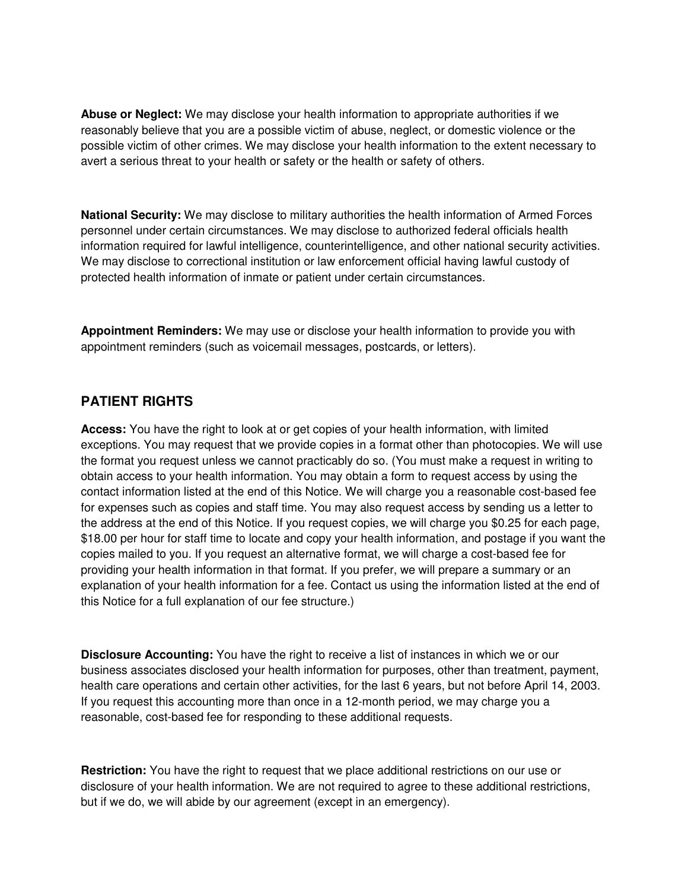**Abuse or Neglect:** We may disclose your health information to appropriate authorities if we reasonably believe that you are a possible victim of abuse, neglect, or domestic violence or the possible victim of other crimes. We may disclose your health information to the extent necessary to avert a serious threat to your health or safety or the health or safety of others.

**National Security:** We may disclose to military authorities the health information of Armed Forces personnel under certain circumstances. We may disclose to authorized federal officials health information required for lawful intelligence, counterintelligence, and other national security activities. We may disclose to correctional institution or law enforcement official having lawful custody of protected health information of inmate or patient under certain circumstances.

**Appointment Reminders:** We may use or disclose your health information to provide you with appointment reminders (such as voicemail messages, postcards, or letters).

## PATIENT RIGHTS

**Access:** You have the right to look at or get copies of your health information, with limited exceptions. You may request that we provide copies in a format other than photocopies. We will use the format you request unless we cannot practicably do so. (You must make a request in writing to obtain access to your health information. You may obtain a form to request access by using the contact information listed at the end of this Notice. We will charge you a reasonable cost-based fee for expenses such as copies and staff time. You may also request access by sending us a letter to the address at the end of this Notice. If you request copies, we will charge you $0.25 for each page, $18.00 per hour for staff time to locate and copy your health information, and postage if you want the copies mailed to you. If you request an alternative format, we will charge a cost-based fee for providing your health information in that format. If you prefer, we will prepare a summary or an explanation of your health information for a fee. Contact us using the information listed at the end of this Notice for a full explanation of our fee structure.)

**Disclosure Accounting:** You have the right to receive a list of instances in which we or our business associates disclosed your health information for purposes, other than treatment, payment, health care operations and certain other activities, for the last 6 years, but not before April 14, 2003. If you request this accounting more than once in a 12-month period, we may charge you a reasonable, cost-based fee for responding to these additional requests.

**Restriction:** You have the right to request that we place additional restrictions on our use or disclosure of your health information. We are not required to agree to these additional restrictions, but if we do, we will abide by our agreement (except in an emergency).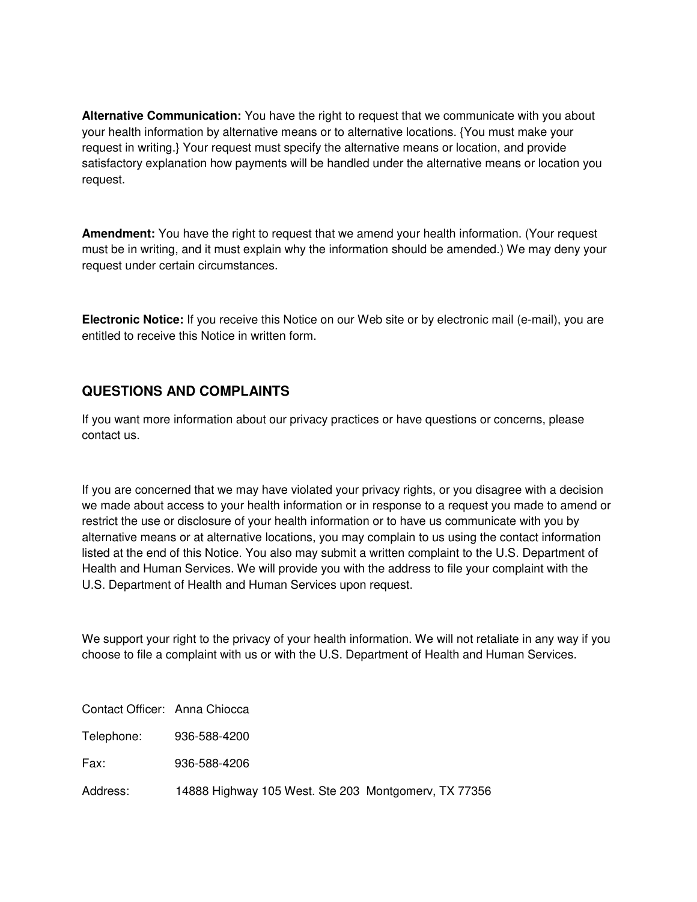**Alternative Communication:** You have the right to request that we communicate with you about your health information by alternative means or to alternative locations. {You must make your request in writing.} Your request must specify the alternative means or location, and provide satisfactory explanation how payments will be handled under the alternative means or location you request.

**Amendment:** You have the right to request that we amend your health information. (Your request must be in writing, and it must explain why the information should be amended.) We may deny your request under certain circumstances.

**Electronic Notice:** If you receive this Notice on our Web site or by electronic mail (e-mail), you are entitled to receive this Notice in written form.

## QUESTIONS AND COMPLAINTS

If you want more information about our privacy practices or have questions or concerns, please contact us.

If you are concerned that we may have violated your privacy rights, or you disagree with a decision we made about access to your health information or in response to a request you made to amend or restrict the use or disclosure of your health information or to have us communicate with you by alternative means or at alternative locations, you may complain to us using the contact information listed at the end of this Notice. You also may submit a written complaint to the U.S. Department of Health and Human Services. We will provide you with the address to file your complaint with the U.S. Department of Health and Human Services upon request.

We support your right to the privacy of your health information. We will not retaliate in any way if you choose to file a complaint with us or with the U.S. Department of Health and Human Services.

Contact Officer: Anna Chiocca

Telephone: 936-588-4200

Fax: 936-588-4206

Address: 14888 Highway 105 West. Ste 203 Montgomerv, TX 77356